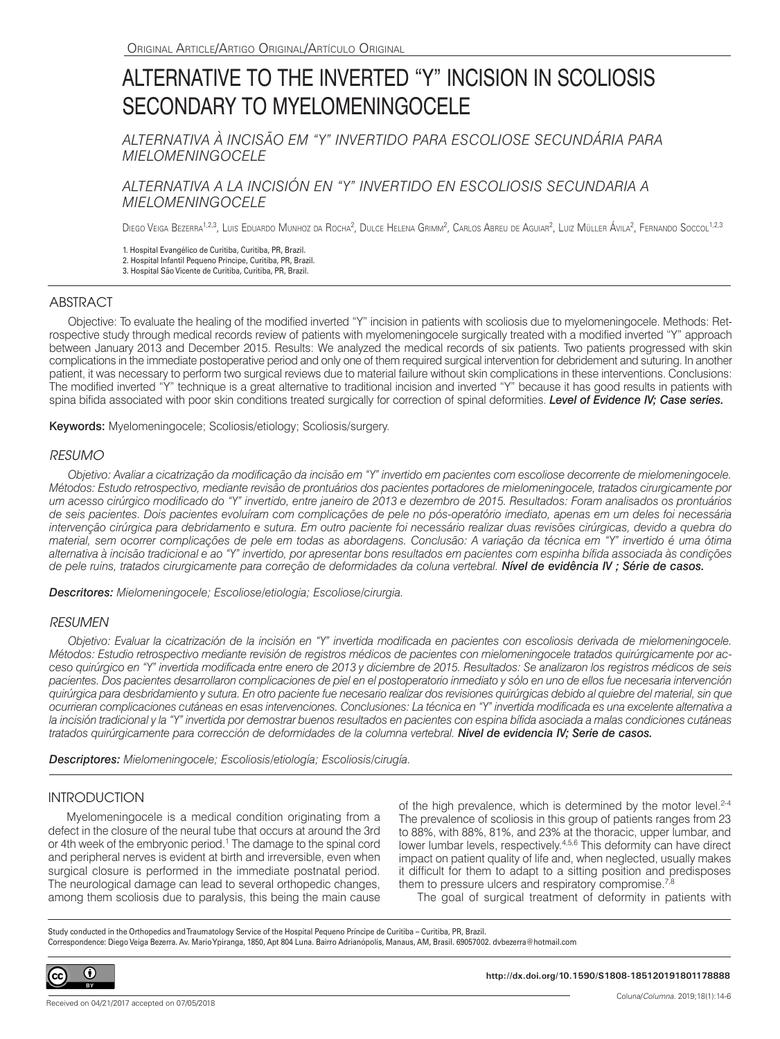Original Article/Artigo Original/Artículo Original

# ALTERNATIVE TO THE INVERTED "Y" INCISION IN SCOLIOSIS SECONDARY TO MYELOMENINGOCELE

*ALTERNATIVA À INCISÃO EM "Y" INVERTIDO PARA ESCOLIOSE SECUNDÁRIA PARA MIELOMENINGOCELE*

*ALTERNATIVA A LA INCISIÓN EN "Y" INVERTIDO EN ESCOLIOSIS SECUNDARIA A MIELOMENINGOCELE*

Diego Veiga Bezerra[1,2,3], Luis Eduardo Munhoz da Rocha[2], Dulce Helena Grimm[2], Carlos Abreu de Aguiar[2], Luiz Müller Ávila[2], Fernando Soccol[1,2,3]

1. Hospital Evangélico de Curitiba, Curitiba, PR, Brazil.
2. Hospital Infantil Pequeno Príncipe, Curitiba, PR, Brazil.
3. Hospital São Vicente de Curitiba, Curitiba, PR, Brazil.

## ABSTRACT

Objective: To evaluate the healing of the modified inverted "Y" incision in patients with scoliosis due to myelomeningocele. Methods: Retrospective study through medical records review of patients with myelomeningocele surgically treated with a modified inverted "Y" approach between January 2013 and December 2015. Results: We analyzed the medical records of six patients. Two patients progressed with skin complications in the immediate postoperative period and only one of them required surgical intervention for debridement and suturing. In another patient, it was necessary to perform two surgical reviews due to material failure without skin complications in these interventions. Conclusions: The modified inverted "Y" technique is a great alternative to traditional incision and inverted "Y" because it has good results in patients with spina bifida associated with poor skin conditions treated surgically for correction of spinal deformities. ***Level of Evidence IV; Case series.***

**Keywords:** Myelomeningocele; Scoliosis/etiology; Scoliosis/surgery.

## *RESUMO*

*Objetivo: Avaliar a cicatrização da modificação da incisão em "Y" invertido em pacientes com escoliose decorrente de mielomeningocele. Métodos: Estudo retrospectivo, mediante revisão de prontuários dos pacientes portadores de mielomeningocele, tratados cirurgicamente por um acesso cirúrgico modificado do "Y" invertido, entre janeiro de 2013 e dezembro de 2015. Resultados: Foram analisados os prontuários de seis pacientes. Dois pacientes evoluíram com complicações de pele no pós-operatório imediato, apenas em um deles foi necessária intervenção cirúrgica para debridamento e sutura. Em outro paciente foi necessário realizar duas revisões cirúrgicas, devido a quebra do material, sem ocorrer complicações de pele em todas as abordagens. Conclusão: A variação da técnica em "Y" invertido é uma ótima alternativa à incisão tradicional e ao "Y" invertido, por apresentar bons resultados em pacientes com espinha bífida associada às condições de pele ruins, tratados cirurgicamente para correção de deformidades da coluna vertebral.* ***Nível de evidência IV ; Série de casos.***

***Descritores:*** *Mielomeningocele; Escoliose/etiologia; Escoliose/cirurgia.*

## *RESUMEN*

*Objetivo: Evaluar la cicatrización de la incisión en "Y" invertida modificada en pacientes con escoliosis derivada de mielomeningocele. Métodos: Estudio retrospectivo mediante revisión de registros médicos de pacientes con mielomeningocele tratados quirúrgicamente por acceso quirúrgico en "Y" invertida modificada entre enero de 2013 y diciembre de 2015. Resultados: Se analizaron los registros médicos de seis pacientes. Dos pacientes desarrollaron complicaciones de piel en el postoperatorio inmediato y sólo en uno de ellos fue necesaria intervención quirúrgica para desbridamiento y sutura. En otro paciente fue necesario realizar dos revisiones quirúrgicas debido al quiebre del material, sin que ocurrieran complicaciones cutáneas en esas intervenciones. Conclusiones: La técnica en "Y" invertida modificada es una excelente alternativa a la incisión tradicional y la "Y" invertida por demostrar buenos resultados en pacientes con espina bífida asociada a malas condiciones cutáneas tratados quirúrgicamente para corrección de deformidades de la columna vertebral.* ***Nivel de evidencia IV; Serie de casos.***

***Descriptores:*** *Mielomeningocele; Escoliosis/etiología; Escoliosis/cirugía.*

## INTRODUCTION

Myelomeningocele is a medical condition originating from a defect in the closure of the neural tube that occurs at around the 3rd or 4th week of the embryonic period.[1] The damage to the spinal cord and peripheral nerves is evident at birth and irreversible, even when surgical closure is performed in the immediate postnatal period. The neurological damage can lead to several orthopedic changes, among them scoliosis due to paralysis, this being the main cause of the high prevalence, which is determined by the motor level.[2-4] The prevalence of scoliosis in this group of patients ranges from 23 to 88%, with 88%, 81%, and 23% at the thoracic, upper lumbar, and lower lumbar levels, respectively.[4,5,6] This deformity can have direct impact on patient quality of life and, when neglected, usually makes it difficult for them to adapt to a sitting position and predisposes them to pressure ulcers and respiratory compromise.[7,8]

The goal of surgical treatment of deformity in patients with

Study conducted in the Orthopedics and Traumatology Service of the Hospital Pequeno Príncipe de Curitiba – Curitiba, PR, Brazil.
Correspondence: Diego Veiga Bezerra. Av. Mario Ypiranga, 1850, Apt 804 Luna. Bairro Adrianópolis, Manaus, AM, Brasil. 69057002. dvbezerra@hotmail.com

http://dx.doi.org/10.1590/S1808-185120191801178888

Received on 04/21/2017 accepted on 07/05/2018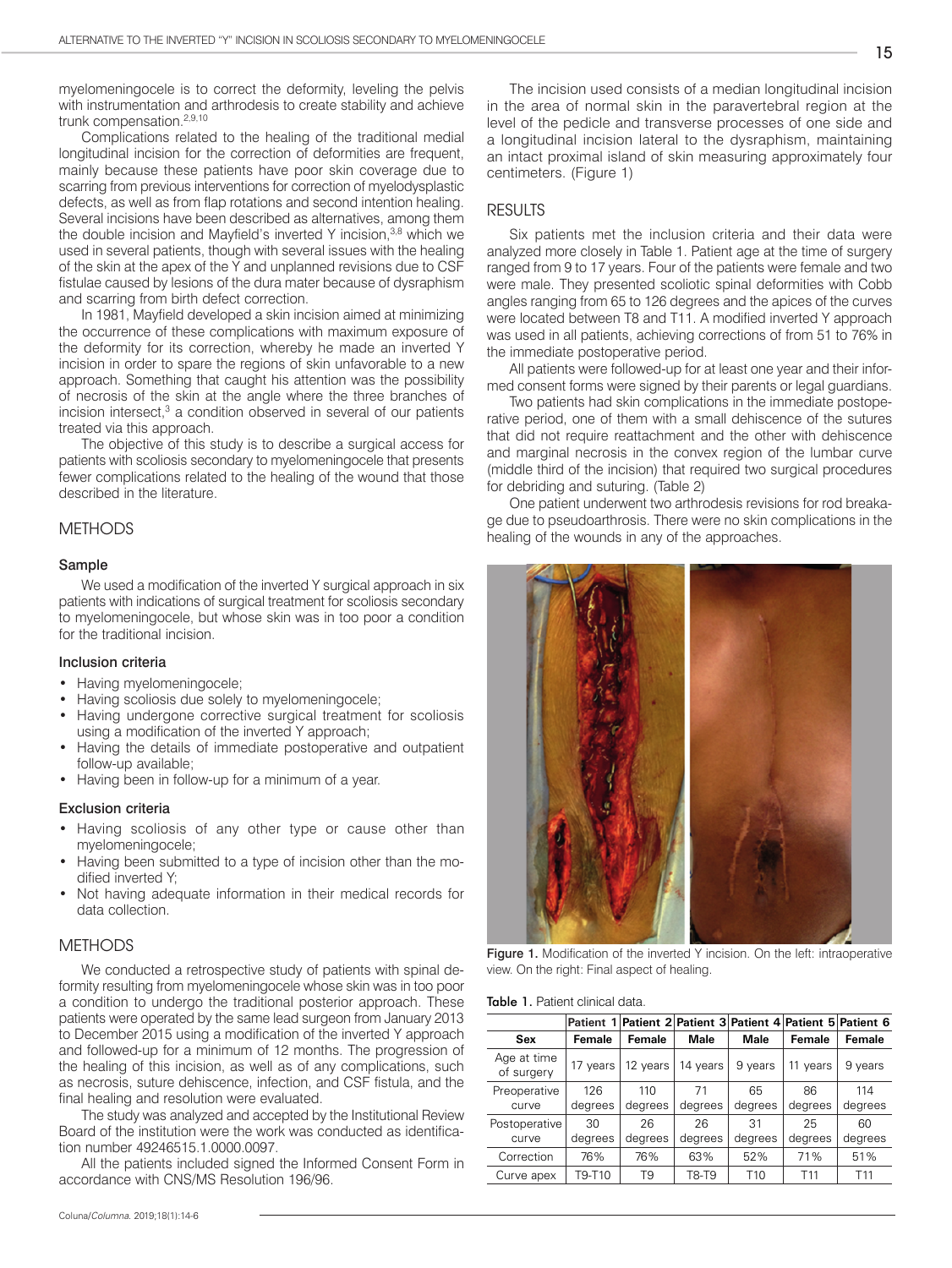myelomeningocele is to correct the deformity, leveling the pelvis with instrumentation and arthrodesis to create stability and achieve trunk compensation.[2,9,10]

Complications related to the healing of the traditional medial longitudinal incision for the correction of deformities are frequent, mainly because these patients have poor skin coverage due to scarring from previous interventions for correction of myelodysplastic defects, as well as from flap rotations and second intention healing. Several incisions have been described as alternatives, among them the double incision and Mayfield's inverted Y incision,[3,8] which we used in several patients, though with several issues with the healing of the skin at the apex of the Y and unplanned revisions due to CSF fistulae caused by lesions of the dura mater because of dysraphism and scarring from birth defect correction.

In 1981, Mayfield developed a skin incision aimed at minimizing the occurrence of these complications with maximum exposure of the deformity for its correction, whereby he made an inverted Y incision in order to spare the regions of skin unfavorable to a new approach. Something that caught his attention was the possibility of necrosis of the skin at the angle where the three branches of incision intersect,[3] a condition observed in several of our patients treated via this approach.

The objective of this study is to describe a surgical access for patients with scoliosis secondary to myelomeningocele that presents fewer complications related to the healing of the wound that those described in the literature.

## METHODS

### Sample

We used a modification of the inverted Y surgical approach in six patients with indications of surgical treatment for scoliosis secondary to myelomeningocele, but whose skin was in too poor a condition for the traditional incision.

### Inclusion criteria

- Having myelomeningocele;
- Having scoliosis due solely to myelomeningocele;
- Having undergone corrective surgical treatment for scoliosis using a modification of the inverted Y approach;
- Having the details of immediate postoperative and outpatient follow-up available;
- Having been in follow-up for a minimum of a year.

### Exclusion criteria

- Having scoliosis of any other type or cause other than myelomeningocele;
- Having been submitted to a type of incision other than the modified inverted Y;
- Not having adequate information in their medical records for data collection.

## METHODS

We conducted a retrospective study of patients with spinal deformity resulting from myelomeningocele whose skin was in too poor a condition to undergo the traditional posterior approach. These patients were operated by the same lead surgeon from January 2013 to December 2015 using a modification of the inverted Y approach and followed-up for a minimum of 12 months. The progression of the healing of this incision, as well as of any complications, such as necrosis, suture dehiscence, infection, and CSF fistula, and the final healing and resolution were evaluated.

The study was analyzed and accepted by the Institutional Review Board of the institution were the work was conducted as identification number 49246515.1.0000.0097.

All the patients included signed the Informed Consent Form in accordance with CNS/MS Resolution 196/96.

The incision used consists of a median longitudinal incision in the area of normal skin in the paravertebral region at the level of the pedicle and transverse processes of one side and a longitudinal incision lateral to the dysraphism, maintaining an intact proximal island of skin measuring approximately four centimeters. (Figure 1)

## RESULTS

Six patients met the inclusion criteria and their data were analyzed more closely in Table 1. Patient age at the time of surgery ranged from 9 to 17 years. Four of the patients were female and two were male. They presented scoliotic spinal deformities with Cobb angles ranging from 65 to 126 degrees and the apices of the curves were located between T8 and T11. A modified inverted Y approach was used in all patients, achieving corrections of from 51 to 76% in the immediate postoperative period.

All patients were followed-up for at least one year and their informed consent forms were signed by their parents or legal guardians.

Two patients had skin complications in the immediate postoperative period, one of them with a small dehiscence of the sutures that did not require reattachment and the other with dehiscence and marginal necrosis in the convex region of the lumbar curve (middle third of the incision) that required two surgical procedures for debriding and suturing. (Table 2)

One patient underwent two arthrodesis revisions for rod breakage due to pseudoarthrosis. There were no skin complications in the healing of the wounds in any of the approaches.

**Figure 1.** Modification of the inverted Y incision. On the left: intraoperative view. On the right: Final aspect of healing.

**Table 1.** Patient clinical data.

| | Patient 1 | Patient 2 | Patient 3 | Patient 4 | Patient 5 | Patient 6 |
|---|---|---|---|---|---|---|
| Sex | Female | Female | Male | Male | Female | Female |
| Age at time of surgery | 17 years | 12 years | 14 years | 9 years | 11 years | 9 years |
| Preoperative curve | 126 degrees | 110 degrees | 71 degrees | 65 degrees | 86 degrees | 114 degrees |
| Postoperative curve | 30 degrees | 26 degrees | 26 degrees | 31 degrees | 25 degrees | 60 degrees |
| Correction | 76% | 76% | 63% | 52% | 71% | 51% |
| Curve apex | T9-T10 | T9 | T8-T9 | T10 | T11 | T11 |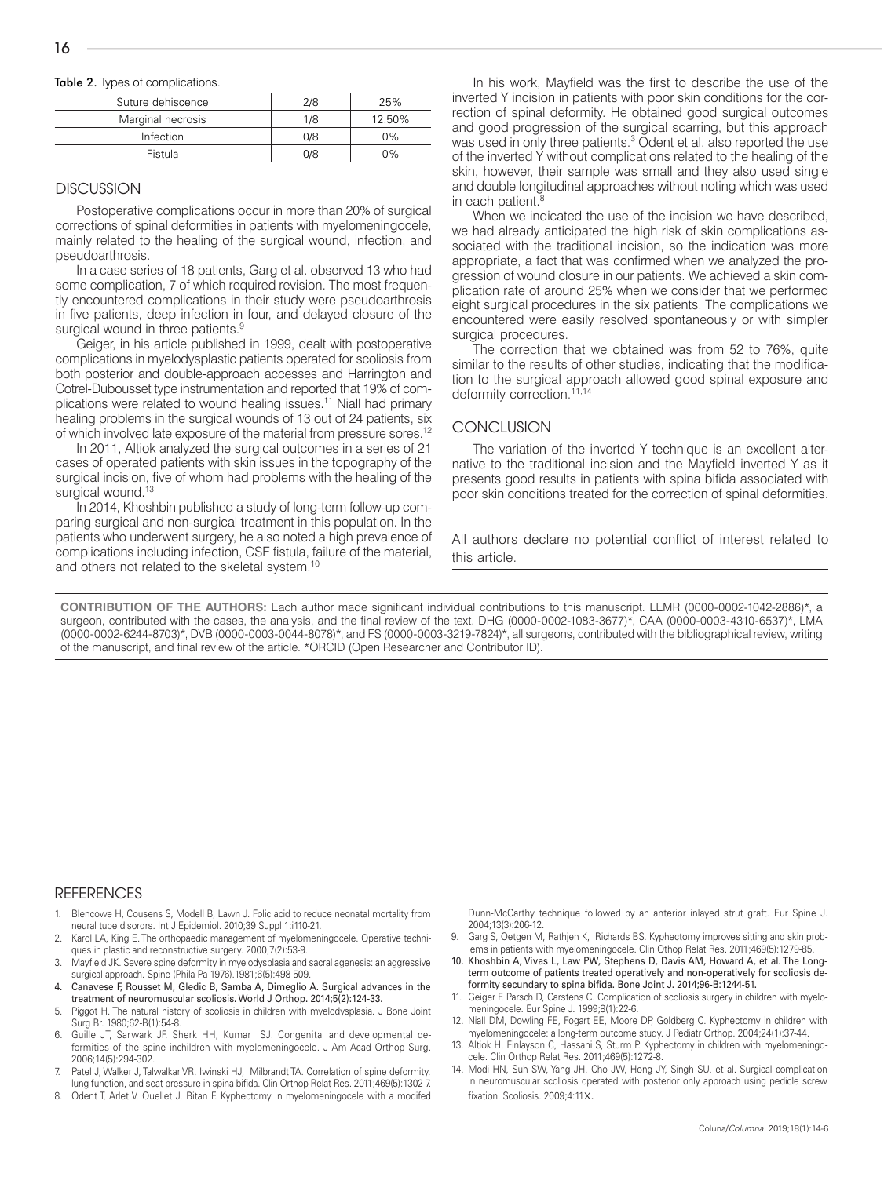**Table 2.** Types of complications.

| | | |
|---|---|---|
| Suture dehiscence | 2/8 | 25% |
| Marginal necrosis | 1/8 | 12.50% |
| Infection | 0/8 | 0% |
| Fistula | 0/8 | 0% |

## DISCUSSION

Postoperative complications occur in more than 20% of surgical corrections of spinal deformities in patients with myelomeningocele, mainly related to the healing of the surgical wound, infection, and pseudoarthrosis.

In a case series of 18 patients, Garg et al. observed 13 who had some complication, 7 of which required revision. The most frequently encountered complications in their study were pseudoarthrosis in five patients, deep infection in four, and delayed closure of the surgical wound in three patients.[9]

Geiger, in his article published in 1999, dealt with postoperative complications in myelodysplastic patients operated for scoliosis from both posterior and double-approach accesses and Harrington and Cotrel-Dubousset type instrumentation and reported that 19% of complications were related to wound healing issues.[11] Niall had primary healing problems in the surgical wounds of 13 out of 24 patients, six of which involved late exposure of the material from pressure sores.[12]

In 2011, Altiok analyzed the surgical outcomes in a series of 21 cases of operated patients with skin issues in the topography of the surgical incision, five of whom had problems with the healing of the surgical wound.[13]

In 2014, Khoshbin published a study of long-term follow-up comparing surgical and non-surgical treatment in this population. In the patients who underwent surgery, he also noted a high prevalence of complications including infection, CSF fistula, failure of the material, and others not related to the skeletal system.[10]

In his work, Mayfield was the first to describe the use of the inverted Y incision in patients with poor skin conditions for the correction of spinal deformity. He obtained good surgical outcomes and good progression of the surgical scarring, but this approach was used in only three patients.[3] Odent et al. also reported the use of the inverted Y without complications related to the healing of the skin, however, their sample was small and they also used single and double longitudinal approaches without noting which was used in each patient.[8]

When we indicated the use of the incision we have described, we had already anticipated the high risk of skin complications associated with the traditional incision, so the indication was more appropriate, a fact that was confirmed when we analyzed the progression of wound closure in our patients. We achieved a skin complication rate of around 25% when we consider that we performed eight surgical procedures in the six patients. The complications we encountered were easily resolved spontaneously or with simpler surgical procedures.

The correction that we obtained was from 52 to 76%, quite similar to the results of other studies, indicating that the modification to the surgical approach allowed good spinal exposure and deformity correction.[11,14]

## CONCLUSION

The variation of the inverted Y technique is an excellent alternative to the traditional incision and the Mayfield inverted Y as it presents good results in patients with spina bifida associated with poor skin conditions treated for the correction of spinal deformities.

All authors declare no potential conflict of interest related to this article.

**CONTRIBUTION OF THE AUTHORS:** Each author made significant individual contributions to this manuscript. LEMR (0000-0002-1042-2886)*, a surgeon, contributed with the cases, the analysis, and the final review of the text. DHG (0000-0002-1083-3677)*, CAA (0000-0003-4310-6537)*, LMA (0000-0002-6244-8703)*, DVB (0000-0003-0044-8078)*, and FS (0000-0003-3219-7824)*, all surgeons, contributed with the bibliographical review, writing of the manuscript, and final review of the article. *ORCID (Open Researcher and Contributor ID).

## REFERENCES

1. Blencowe H, Cousens S, Modell B, Lawn J. Folic acid to reduce neonatal mortality from neural tube disordrs. Int J Epidemiol. 2010;39 Suppl 1:i110-21.
2. Karol LA, King E. The orthopaedic management of myelomeningocele. Operative techniques in plastic and reconstructive surgery. 2000;7(2):53-9.
3. Mayfield JK. Severe spine deformity in myelodysplasia and sacral agenesis: an aggressive surgical approach. Spine (Phila Pa 1976).1981;6(5):498-509.
4. Canavese F, Rousset M, Gledic B, Samba A, Dimeglio A. Surgical advances in the treatment of neuromuscular scoliosis. World J Orthop. 2014;5(2):124-33.
5. Piggot H. The natural history of scoliosis in children with myelodysplasia. J Bone Joint Surg Br. 1980;62-B(1):54-8.
6. Guille JT, Sarwark JF, Sherk HH, Kumar SJ. Congenital and developmental deformities of the spine inchildren with myelomeningocele. J Am Acad Orthop Surg. 2006;14(5):294-302.
7. Patel J, Walker J, Talwalkar VR, Iwinski HJ, Milbrandt TA. Correlation of spine deformity, lung function, and seat pressure in spina bifida. Clin Orthop Relat Res. 2011;469(5):1302-7.
8. Odent T, Arlet V, Ouellet J, Bitan F. Kyphectomy in myelomeningocele with a modifed Dunn-McCarthy technique followed by an anterior inlayed strut graft. Eur Spine J. 2004;13(3):206-12.
9. Garg S, Oetgen M, Rathjen K, Richards BS. Kyphectomy improves sitting and skin problems in patients with myelomeningocele. Clin Othop Relat Res. 2011;469(5):1279-85.
10. Khoshbin A, Vivas L, Law PW, Stephens D, Davis AM, Howard A, et al. The Long-term outcome of patients treated operatively and non-operatively for scoliosis deformity secundary to spina bifida. Bone Joint J. 2014;96-B:1244-51.
11. Geiger F, Parsch D, Carstens C. Complication of scoliosis surgery in children with myelomeningocele. Eur Spine J. 1999;8(1):22-6.
12. Niall DM, Dowling FE, Fogart EE, Moore DP, Goldberg C. Kyphectomy in children with myelomeningocele: a long-term outcome study. J Pediatr Orthop. 2004;24(1):37-44.
13. Altiok H, Finlayson C, Hassani S, Sturm P. Kyphectomy in children with myelomeningocele. Clin Orthop Relat Res. 2011;469(5):1272-8.
14. Modi HN, Suh SW, Yang JH, Cho JW, Hong JY, Singh SU, et al. Surgical complication in neuromuscular scoliosis operated with posterior only approach using pedicle screw fixation. Scoliosis. 2009;4:11x.